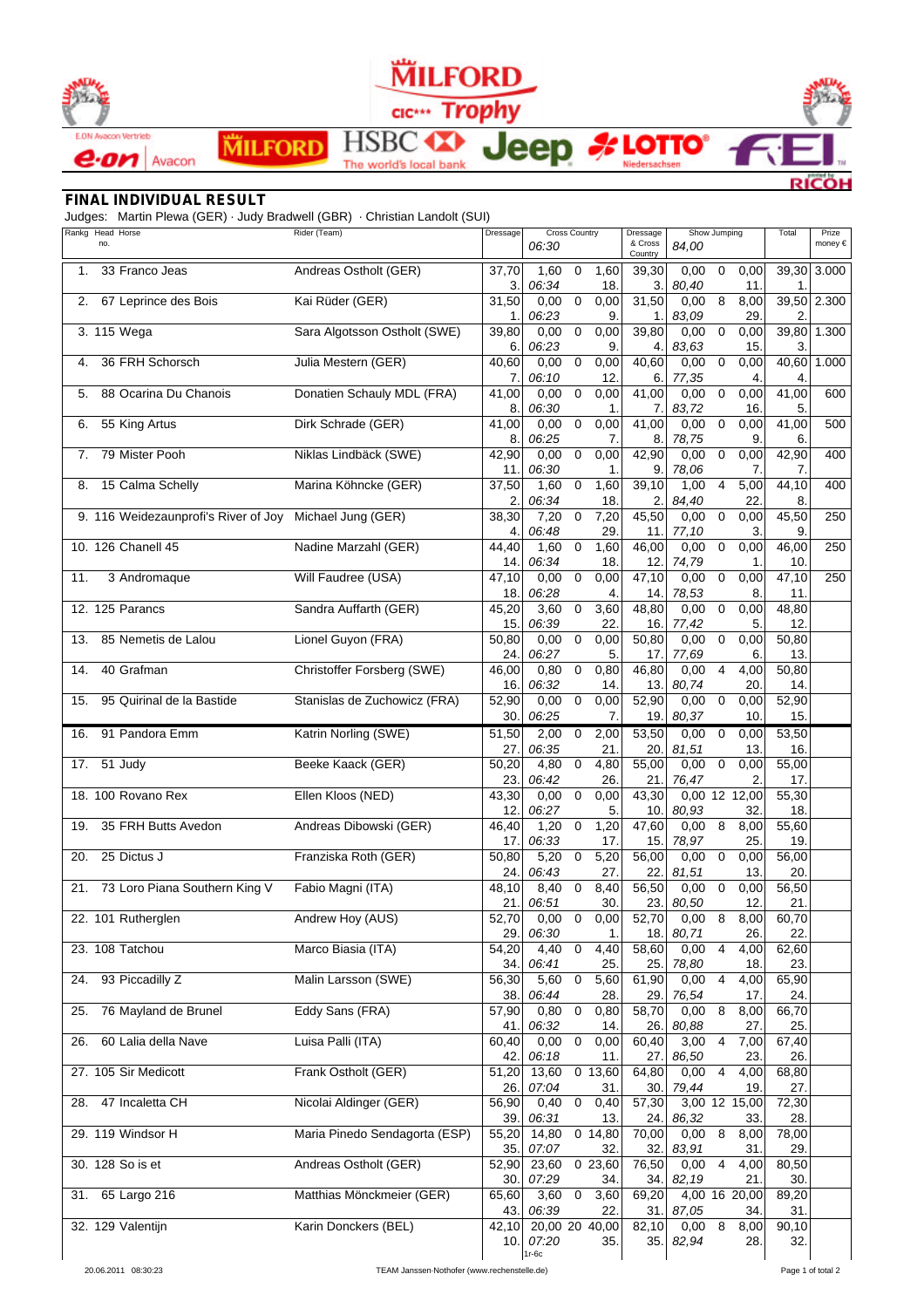# MILFORD CIC*** Trophy

## FINAL INDIVIDUAL RESULT

Judges: Martin Plewa (GER) · Judy Bradwell (GBR) · Christian Landolt (SUI)

| Rankg | Head no. | Horse | Rider (Team) | Dressage | Cross Country 06:30 | | | Dressage & Cross Country | Show Jumping 84,00 | | | Total | Prize money € |
|---|---|---|---|---|---|---|---|---|---|---|---|---|---|
| 1. | 33 | Franco Jeas | Andreas Ostholt (GER) | 37,70 / 3. | 1,60 / *06:34* | 0 | 1,60 / 18. | 39,30 / 3. | 0,00 / *80,40* | 0 | 0,00 / 11. | 39,30 / 1. | 3.000 |
| 2. | 67 | Leprince des Bois | Kai Rüder (GER) | 31,50 / 1. | 0,00 / *06:23* | 0 | 0,00 / 9. | 31,50 / 1. | 0,00 / *83,09* | 8 | 8,00 / 29. | 39,50 / 2. | 2.300 |
| 3. | 115 | Wega | Sara Algotsson Ostholt (SWE) | 39,80 / 6. | 0,00 / *06:23* | 0 | 0,00 / 9. | 39,80 / 4. | 0,00 / *83,63* | 0 | 0,00 / 15. | 39,80 / 3. | 1.300 |
| 4. | 36 | FRH Schorsch | Julia Mestern (GER) | 40,60 / 7. | 0,00 / *06:10* | 0 | 0,00 / 12. | 40,60 / 6. | 0,00 / *77,35* | 0 | 0,00 / 4. | 40,60 / 4. | 1.000 |
| 5. | 88 | Ocarina Du Chanois | Donatien Schauly MDL (FRA) | 41,00 / 8. | 0,00 / *06:30* | 0 | 0,00 / 1. | 41,00 / 7. | 0,00 / *83,72* | 0 | 0,00 / 16. | 41,00 / 5. | 600 |
| 6. | 55 | King Artus | Dirk Schrade (GER) | 41,00 / 8. | 0,00 / *06:25* | 0 | 0,00 / 7. | 41,00 / 8. | 0,00 / *78,75* | 0 | 0,00 / 9. | 41,00 / 6. | 500 |
| 7. | 79 | Mister Pooh | Niklas Lindbäck (SWE) | 42,90 / 11. | 0,00 / *06:30* | 0 | 0,00 / 1. | 42,90 / 9. | 0,00 / *78,06* | 0 | 0,00 / 7. | 42,90 / 7. | 400 |
| 8. | 15 | Calma Schelly | Marina Köhncke (GER) | 37,50 / 2. | 1,60 / *06:34* | 0 | 1,60 / 18. | 39,10 / 2. | 1,00 / *84,40* | 4 | 5,00 / 22. | 44,10 / 8. | 400 |
| 9. | 116 | Weidezaunprofi's River of Joy | Michael Jung (GER) | 38,30 / 4. | 7,20 / *06:48* | 0 | 7,20 / 29. | 45,50 / 11. | 0,00 / *77,10* | 0 | 0,00 / 3. | 45,50 / 9. | 250 |
| 10. | 126 | Chanell 45 | Nadine Marzahl (GER) | 44,40 / 14. | 1,60 / *06:34* | 0 | 1,60 / 18. | 46,00 / 12. | 0,00 / *74,79* | 0 | 0,00 / 1. | 46,00 / 10. | 250 |
| 11. | 3 | Andromaque | Will Faudree (USA) | 47,10 / 18. | 0,00 / *06:28* | 0 | 0,00 / 4. | 47,10 / 14. | 0,00 / *78,53* | 0 | 0,00 / 8. | 47,10 / 11. | 250 |
| 12. | 125 | Parancs | Sandra Auffarth (GER) | 45,20 / 15. | 3,60 / *06:39* | 0 | 3,60 / 22. | 48,80 / 16. | 0,00 / *77,42* | 0 | 0,00 / 5. | 48,80 / 12. | |
| 13. | 85 | Nemetis de Lalou | Lionel Guyon (FRA) | 50,80 / 24. | 0,00 / *06:27* | 0 | 0,00 / 5. | 50,80 / 17. | 0,00 / *77,69* | 0 | 0,00 / 6. | 50,80 / 13. | |
| 14. | 40 | Grafman | Christoffer Forsberg (SWE) | 46,00 / 16. | 0,80 / *06:32* | 0 | 0,80 / 14. | 46,80 / 13. | 0,00 / *80,74* | 4 | 4,00 / 20. | 50,80 / 14. | |
| 15. | 95 | Quirinal de la Bastide | Stanislas de Zuchowicz (FRA) | 52,90 / 30. | 0,00 / *06:25* | 0 | 0,00 / 7. | 52,90 / 19. | 0,00 / *80,37* | 0 | 0,00 / 10. | 52,90 / 15. | |
| 16. | 91 | Pandora Emm | Katrin Norling (SWE) | 51,50 / 27. | 2,00 / *06:35* | 0 | 2,00 / 21. | 53,50 / 20. | 0,00 / *81,51* | 0 | 0,00 / 13. | 53,50 / 16. | |
| 17. | 51 | Judy | Beeke Kaack (GER) | 50,20 / 23. | 4,80 / *06:42* | 0 | 4,80 / 26. | 55,00 / 21. | 0,00 / *76,47* | 0 | 0,00 / 2. | 55,00 / 17. | |
| 18. | 100 | Rovano Rex | Ellen Kloos (NED) | 43,30 / 12. | 0,00 / *06:27* | 0 | 0,00 / 5. | 43,30 / 10. | 0,00 / *80,93* | 12 | 12,00 / 32. | 55,30 / 18. | |
| 19. | 35 | FRH Butts Avedon | Andreas Dibowski (GER) | 46,40 / 17. | 1,20 / *06:33* | 0 | 1,20 / 17. | 47,60 / 15. | 0,00 / *78,97* | 8 | 8,00 / 25. | 55,60 / 19. | |
| 20. | 25 | Dictus J | Franziska Roth (GER) | 50,80 / 24. | 5,20 / *06:43* | 0 | 5,20 / 27. | 56,00 / 22. | 0,00 / *81,51* | 0 | 0,00 / 13. | 56,00 / 20. | |
| 21. | 73 | Loro Piana Southern King V | Fabio Magni (ITA) | 48,10 / 21. | 8,40 / *06:51* | 0 | 8,40 / 30. | 56,50 / 23. | 0,00 / *80,50* | 0 | 0,00 / 12. | 56,50 / 21. | |
| 22. | 101 | Rutherglen | Andrew Hoy (AUS) | 52,70 / 29. | 0,00 / *06:30* | 0 | 0,00 / 1. | 52,70 / 18. | 0,00 / *80,71* | 8 | 8,00 / 26. | 60,70 / 22. | |
| 23. | 108 | Tatchou | Marco Biasia (ITA) | 54,20 / 34. | 4,40 / *06:41* | 0 | 4,40 / 25. | 58,60 / 25. | 0,00 / *78,80* | 4 | 4,00 / 18. | 62,60 / 23. | |
| 24. | 93 | Piccadilly Z | Malin Larsson (SWE) | 56,30 / 38. | 5,60 / *06:44* | 0 | 5,60 / 28. | 61,90 / 29. | 0,00 / *76,54* | 4 | 4,00 / 17. | 65,90 / 24. | |
| 25. | 76 | Mayland de Brunel | Eddy Sans (FRA) | 57,90 / 41. | 0,80 / *06:32* | 0 | 0,80 / 14. | 58,70 / 26. | 0,00 / *80,88* | 8 | 8,00 / 27. | 66,70 / 25. | |
| 26. | 60 | Lalia della Nave | Luisa Palli (ITA) | 60,40 / 42. | 0,00 / *06:18* | 0 | 0,00 / 11. | 60,40 / 27. | 3,00 / *86,50* | 4 | 7,00 / 23. | 67,40 / 26. | |
| 27. | 105 | Sir Medicott | Frank Ostholt (GER) | 51,20 / 26. | 13,60 / *07:04* | 0 | 13,60 / 31. | 64,80 / 30. | 0,00 / *79,44* | 4 | 4,00 / 19. | 68,80 / 27. | |
| 28. | 47 | Incaletta CH | Nicolai Aldinger (GER) | 56,90 / 39. | 0,40 / *06:31* | 0 | 0,40 / 13. | 57,30 / 24. | 3,00 / *86,32* | 12 | 15,00 / 33. | 72,30 / 28. | |
| 29. | 119 | Windsor H | Maria Pinedo Sendagorta (ESP) | 55,20 / 35. | 14,80 / *07:07* | 0 | 14,80 / 32. | 70,00 / 32. | 0,00 / *83,91* | 8 | 8,00 / 31. | 78,00 / 29. | |
| 30. | 128 | So is et | Andreas Ostholt (GER) | 52,90 / 30. | 23,60 / *07:29* | 0 | 23,60 / 34. | 76,50 / 34. | 0,00 / *82,19* | 4 | 4,00 / 21. | 80,50 / 30. | |
| 31. | 65 | Largo 216 | Matthias Mönckmeier (GER) | 65,60 / 43. | 3,60 / *06:39* | 0 | 3,60 / 22. | 69,20 / 31. | 4,00 / *87,05* | 16 | 20,00 / 34. | 89,20 / 31. | |
| 32. | 129 | Valentijn | Karin Donckers (BEL) | 42,10 / 10. | 20,00 / *07:20* 1r-6c | 20 | 40,00 / 35. | 82,10 / 35. | 0,00 / *82,94* | 8 | 8,00 / 28. | 90,10 / 32. | |

20.06.2011 08:30:23 TEAM Janssen-Nothofer (www.rechenstelle.de)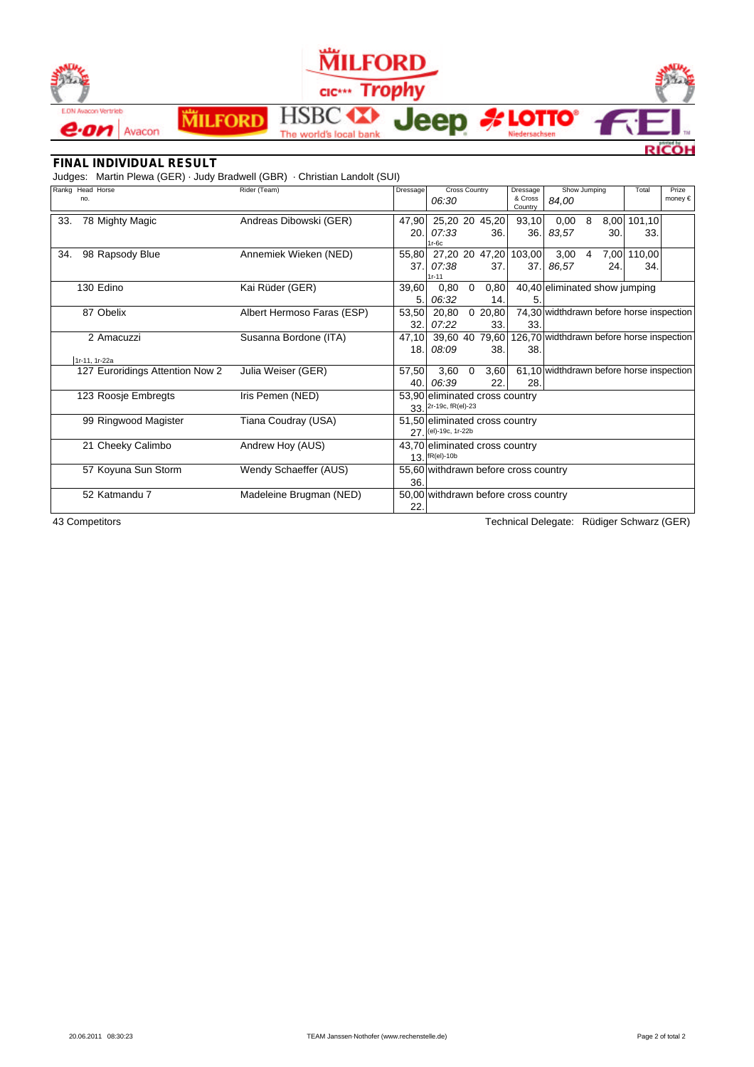## FINAL INDIVIDUAL RESULT

Judges: Martin Plewa (GER) · Judy Bradwell (GBR) · Christian Landolt (SUI)

| Rankg | Head no. | Horse | Rider (Team) | Dressage | Cross Country 06:30 | | | Dressage & Cross Country | Show Jumping 84,00 | | | Total | Prize money € |
|---|---|---|---|---|---|---|---|---|---|---|---|---|---|
| 33. | 78 | Mighty Magic | Andreas Dibowski (GER) | 47,90 20. | 25,20 *07:33* 1r-6c | 20 | 45,20 36. | 93,10 36. | 0,00 *83,57* | 8 | 8,00 30. | 101,10 33. | |
| 34. | 98 | Rapsody Blue | Annemiek Wieken (NED) | 55,80 37. | 27,20 *07:38* 1r-11 | 20 | 47,20 37. | 103,00 37. | 3,00 *86,57* | 4 | 7,00 24. | 110,00 34. | |
| | 130 | Edino | Kai Rüder (GER) | 39,60 5. | 0,80 *06:32* | 0 | 0,80 14. | 40,40 5. | eliminated show jumping | | | | |
| | 87 | Obelix | Albert Hermoso Faras (ESP) | 53,50 32. | 20,80 *07:22* | 0 | 20,80 33. | 74,30 33. | widthdrawn before horse inspection | | | | |
| | 2 | Amacuzzi 1r-11, 1r-22a | Susanna Bordone (ITA) | 47,10 18. | 39,60 *08:09* | 40 | 79,60 38. | 126,70 38. | widthdrawn before horse inspection | | | | |
| | 127 | Euroridings Attention Now 2 | Julia Weiser (GER) | 57,50 40. | 3,60 *06:39* | 0 | 3,60 22. | 61,10 28. | widthdrawn before horse inspection | | | | |
| | 123 | Roosje Embregts | Iris Pemen (NED) | 53,90 33. | eliminated cross country 2r-19c, fR(el)-23 | | | | | | | | |
| | 99 | Ringwood Magister | Tiana Coudray (USA) | 51,50 27. | eliminated cross country (el)-19c, 1r-22b | | | | | | | | |
| | 21 | Cheeky Calimbo | Andrew Hoy (AUS) | 43,70 13. | eliminated cross country fR(el)-10b | | | | | | | | |
| | 57 | Koyuna Sun Storm | Wendy Schaeffer (AUS) | 55,60 36. | withdrawn before cross country | | | | | | | | |
| | 52 | Katmandu 7 | Madeleine Brugman (NED) | 50,00 22. | withdrawn before cross country | | | | | | | | |

43 Competitors

Technical Delegate: Rüdiger Schwarz (GER)